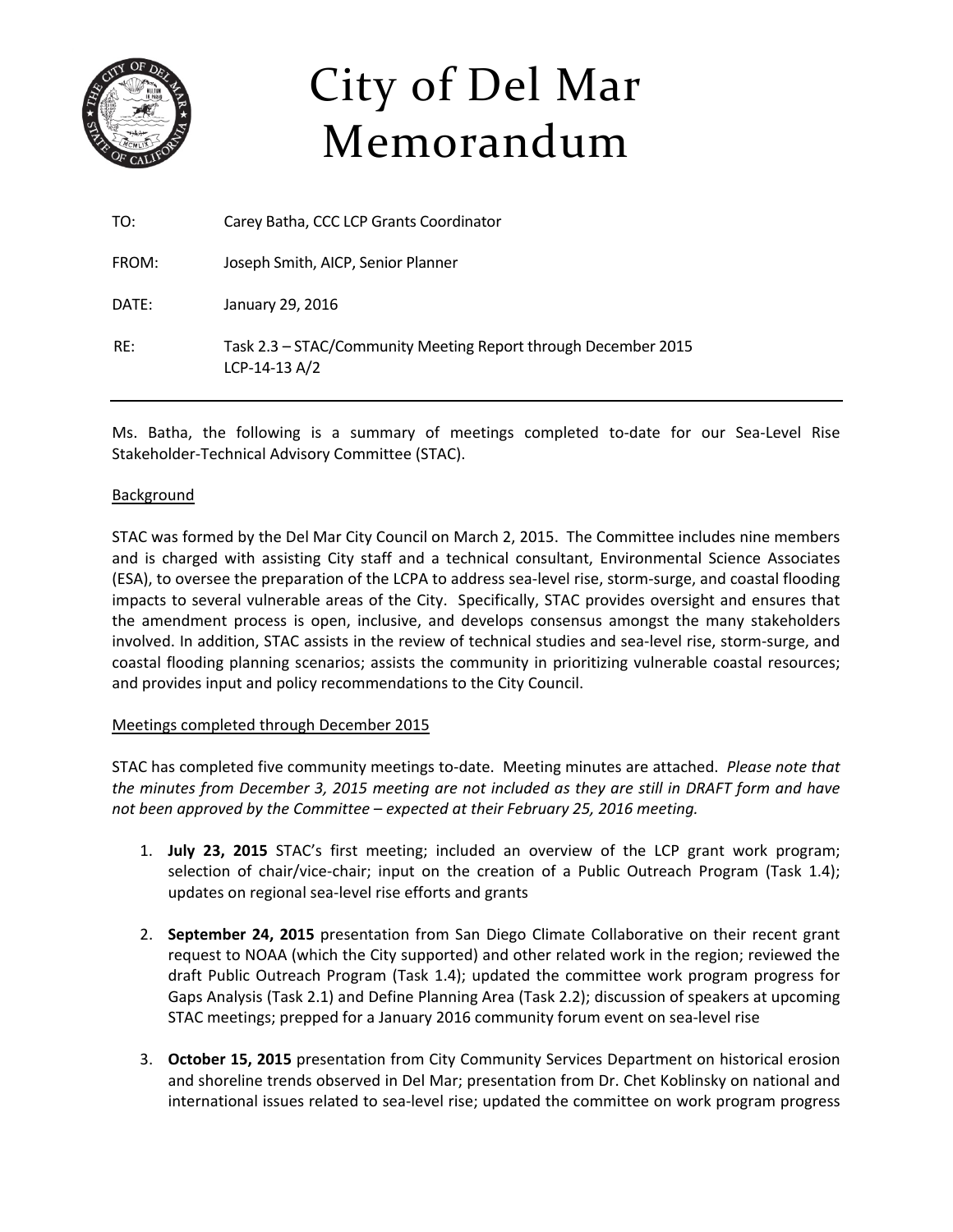# City of Del Mar Memorandum

TO: Carey Batha, CCC LCP Grants Coordinator

FROM: Joseph Smith, AICP, Senior Planner

DATE: January 29, 2016

RE: Task 2.3 – STAC/Community Meeting Report through December 2015
LCP-14-13 A/2

---

Ms. Batha, the following is a summary of meetings completed to-date for our Sea-Level Rise Stakeholder-Technical Advisory Committee (STAC).

## Background

STAC was formed by the Del Mar City Council on March 2, 2015. The Committee includes nine members and is charged with assisting City staff and a technical consultant, Environmental Science Associates (ESA), to oversee the preparation of the LCPA to address sea-level rise, storm-surge, and coastal flooding impacts to several vulnerable areas of the City. Specifically, STAC provides oversight and ensures that the amendment process is open, inclusive, and develops consensus amongst the many stakeholders involved. In addition, STAC assists in the review of technical studies and sea-level rise, storm-surge, and coastal flooding planning scenarios; assists the community in prioritizing vulnerable coastal resources; and provides input and policy recommendations to the City Council.

## Meetings completed through December 2015

STAC has completed five community meetings to-date. Meeting minutes are attached. *Please note that the minutes from December 3, 2015 meeting are not included as they are still in DRAFT form and have not been approved by the Committee – expected at their February 25, 2016 meeting.*

1. **July 23, 2015** STAC's first meeting; included an overview of the LCP grant work program; selection of chair/vice-chair; input on the creation of a Public Outreach Program (Task 1.4); updates on regional sea-level rise efforts and grants

2. **September 24, 2015** presentation from San Diego Climate Collaborative on their recent grant request to NOAA (which the City supported) and other related work in the region; reviewed the draft Public Outreach Program (Task 1.4); updated the committee work program progress for Gaps Analysis (Task 2.1) and Define Planning Area (Task 2.2); discussion of speakers at upcoming STAC meetings; prepped for a January 2016 community forum event on sea-level rise

3. **October 15, 2015** presentation from City Community Services Department on historical erosion and shoreline trends observed in Del Mar; presentation from Dr. Chet Koblinsky on national and international issues related to sea-level rise; updated the committee on work program progress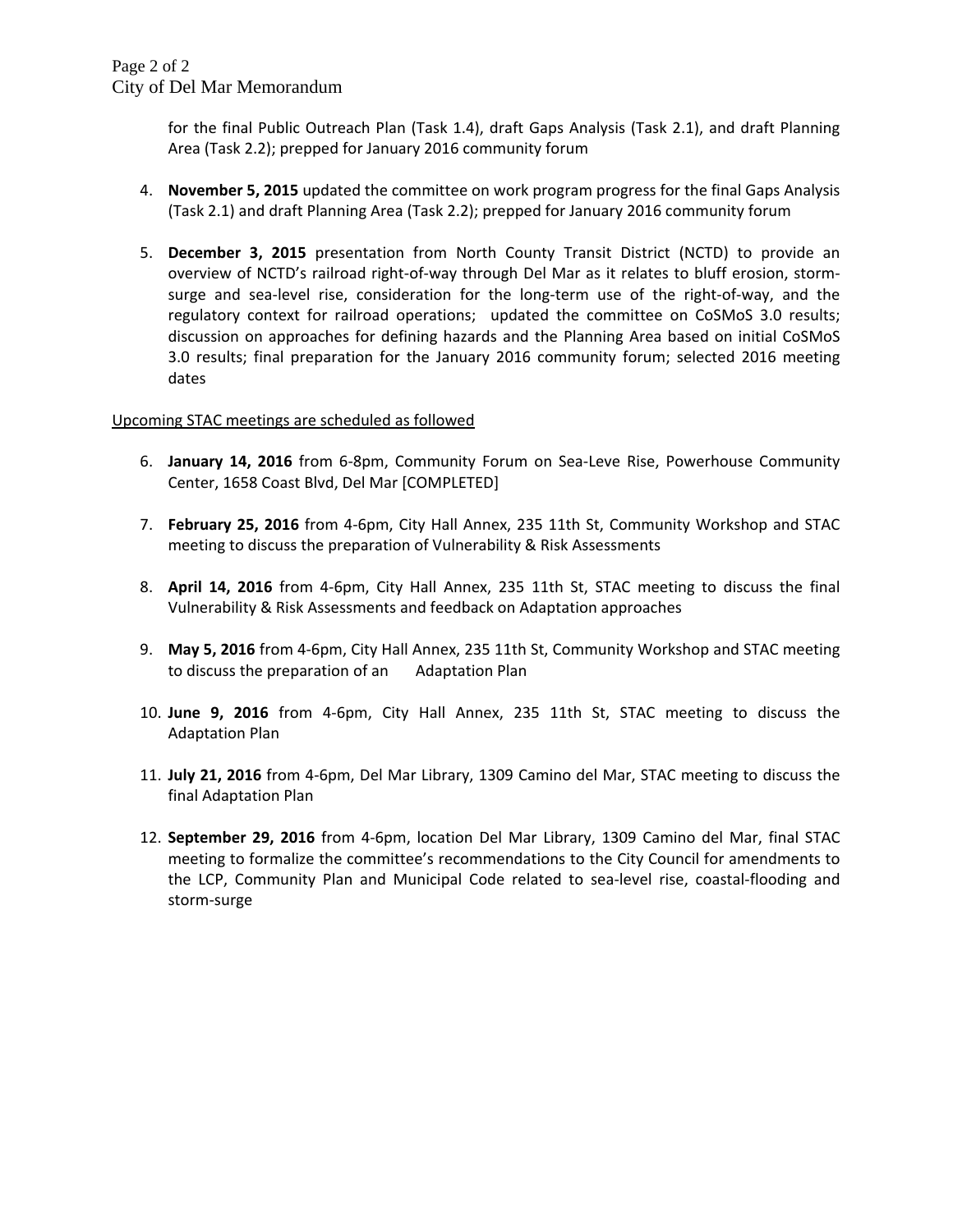for the final Public Outreach Plan (Task 1.4), draft Gaps Analysis (Task 2.1), and draft Planning Area (Task 2.2); prepped for January 2016 community forum

4. **November 5, 2015** updated the committee on work program progress for the final Gaps Analysis (Task 2.1) and draft Planning Area (Task 2.2); prepped for January 2016 community forum

5. **December 3, 2015** presentation from North County Transit District (NCTD) to provide an overview of NCTD's railroad right-of-way through Del Mar as it relates to bluff erosion, storm-surge and sea-level rise, consideration for the long-term use of the right-of-way, and the regulatory context for railroad operations; updated the committee on CoSMoS 3.0 results; discussion on approaches for defining hazards and the Planning Area based on initial CoSMoS 3.0 results; final preparation for the January 2016 community forum; selected 2016 meeting dates

<u>Upcoming STAC meetings are scheduled as followed</u>

6. **January 14, 2016** from 6-8pm, Community Forum on Sea-Leve Rise, Powerhouse Community Center, 1658 Coast Blvd, Del Mar [COMPLETED]

7. **February 25, 2016** from 4-6pm, City Hall Annex, 235 11th St, Community Workshop and STAC meeting to discuss the preparation of Vulnerability & Risk Assessments

8. **April 14, 2016** from 4-6pm, City Hall Annex, 235 11th St, STAC meeting to discuss the final Vulnerability & Risk Assessments and feedback on Adaptation approaches

9. **May 5, 2016** from 4-6pm, City Hall Annex, 235 11th St, Community Workshop and STAC meeting to discuss the preparation of an Adaptation Plan

10. **June 9, 2016** from 4-6pm, City Hall Annex, 235 11th St, STAC meeting to discuss the Adaptation Plan

11. **July 21, 2016** from 4-6pm, Del Mar Library, 1309 Camino del Mar, STAC meeting to discuss the final Adaptation Plan

12. **September 29, 2016** from 4-6pm, location Del Mar Library, 1309 Camino del Mar, final STAC meeting to formalize the committee's recommendations to the City Council for amendments to the LCP, Community Plan and Municipal Code related to sea-level rise, coastal-flooding and storm-surge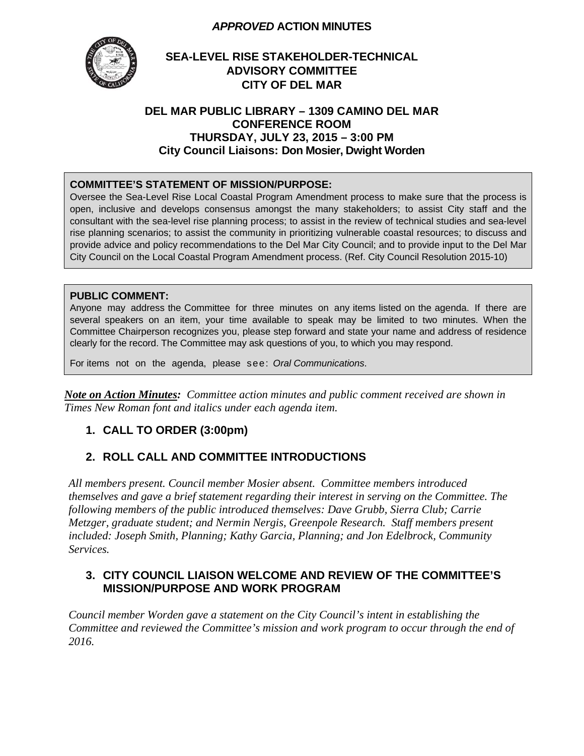***APPROVED*** **ACTION MINUTES**

**SEA-LEVEL RISE STAKEHOLDER-TECHNICAL ADVISORY COMMITTEE**
**CITY OF DEL MAR**

**DEL MAR PUBLIC LIBRARY – 1309 CAMINO DEL MAR**
**CONFERENCE ROOM**
**THURSDAY, JULY 23, 2015 – 3:00 PM**
**City Council Liaisons: Don Mosier, Dwight Worden**

**COMMITTEE'S STATEMENT OF MISSION/PURPOSE:**
Oversee the Sea-Level Rise Local Coastal Program Amendment process to make sure that the process is open, inclusive and develops consensus amongst the many stakeholders; to assist City staff and the consultant with the sea-level rise planning process; to assist in the review of technical studies and sea-level rise planning scenarios; to assist the community in prioritizing vulnerable coastal resources; to discuss and provide advice and policy recommendations to the Del Mar City Council; and to provide input to the Del Mar City Council on the Local Coastal Program Amendment process. (Ref. City Council Resolution 2015-10)

**PUBLIC COMMENT:**
Anyone may address the Committee for three minutes on any items listed on the agenda. If there are several speakers on an item, your time available to speak may be limited to two minutes. When the Committee Chairperson recognizes you, please step forward and state your name and address of residence clearly for the record. The Committee may ask questions of you, to which you may respond.

For items not on the agenda, please see: *Oral Communications*.

***Note on Action Minutes:*** *Committee action minutes and public comment received are shown in Times New Roman font and italics under each agenda item.*

1. **CALL TO ORDER (3:00pm)**

2. **ROLL CALL AND COMMITTEE INTRODUCTIONS**

*All members present. Council member Mosier absent. Committee members introduced themselves and gave a brief statement regarding their interest in serving on the Committee. The following members of the public introduced themselves: Dave Grubb, Sierra Club; Carrie Metzger, graduate student; and Nermin Nergis, Greenpole Research. Staff members present included: Joseph Smith, Planning; Kathy Garcia, Planning; and Jon Edelbrock, Community Services.*

3. **CITY COUNCIL LIAISON WELCOME AND REVIEW OF THE COMMITTEE'S MISSION/PURPOSE AND WORK PROGRAM**

*Council member Worden gave a statement on the City Council's intent in establishing the Committee and reviewed the Committee's mission and work program to occur through the end of 2016.*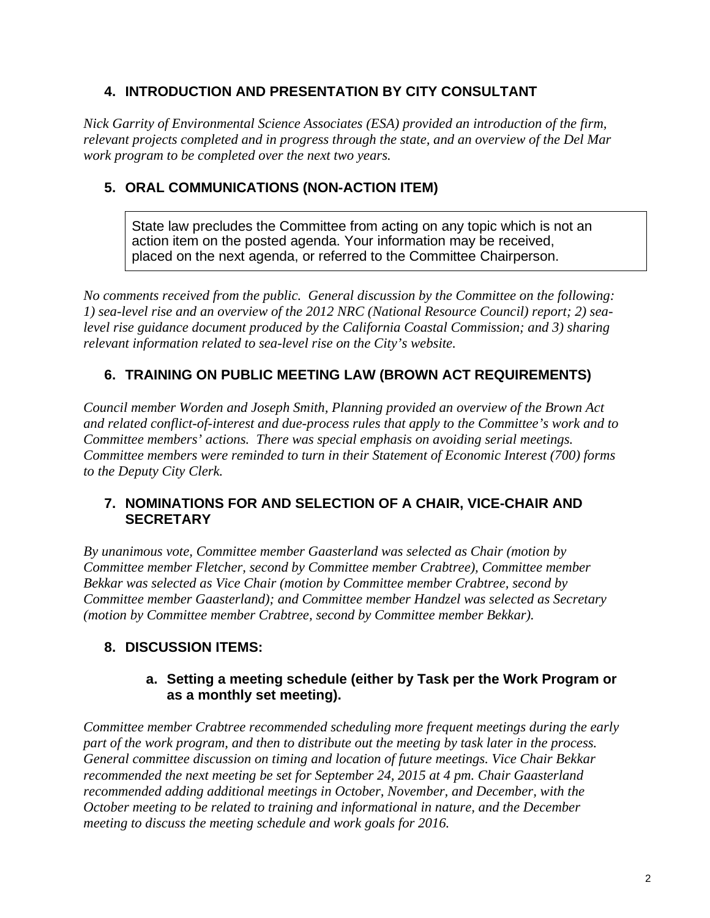## 4. INTRODUCTION AND PRESENTATION BY CITY CONSULTANT

*Nick Garrity of Environmental Science Associates (ESA) provided an introduction of the firm, relevant projects completed and in progress through the state, and an overview of the Del Mar work program to be completed over the next two years.*

## 5. ORAL COMMUNICATIONS (NON-ACTION ITEM)

> State law precludes the Committee from acting on any topic which is not an action item on the posted agenda. Your information may be received, placed on the next agenda, or referred to the Committee Chairperson.

*No comments received from the public. General discussion by the Committee on the following: 1) sea-level rise and an overview of the 2012 NRC (National Resource Council) report; 2) sea-level rise guidance document produced by the California Coastal Commission; and 3) sharing relevant information related to sea-level rise on the City's website.*

## 6. TRAINING ON PUBLIC MEETING LAW (BROWN ACT REQUIREMENTS)

*Council member Worden and Joseph Smith, Planning provided an overview of the Brown Act and related conflict-of-interest and due-process rules that apply to the Committee's work and to Committee members' actions. There was special emphasis on avoiding serial meetings. Committee members were reminded to turn in their Statement of Economic Interest (700) forms to the Deputy City Clerk.*

## 7. NOMINATIONS FOR AND SELECTION OF A CHAIR, VICE-CHAIR AND SECRETARY

*By unanimous vote, Committee member Gaasterland was selected as Chair (motion by Committee member Fletcher, second by Committee member Crabtree), Committee member Bekkar was selected as Vice Chair (motion by Committee member Crabtree, second by Committee member Gaasterland); and Committee member Handzel was selected as Secretary (motion by Committee member Crabtree, second by Committee member Bekkar).*

## 8. DISCUSSION ITEMS:

### a. Setting a meeting schedule (either by Task per the Work Program or as a monthly set meeting).

*Committee member Crabtree recommended scheduling more frequent meetings during the early part of the work program, and then to distribute out the meeting by task later in the process. General committee discussion on timing and location of future meetings. Vice Chair Bekkar recommended the next meeting be set for September 24, 2015 at 4 pm. Chair Gaasterland recommended adding additional meetings in October, November, and December, with the October meeting to be related to training and informational in nature, and the December meeting to discuss the meeting schedule and work goals for 2016.*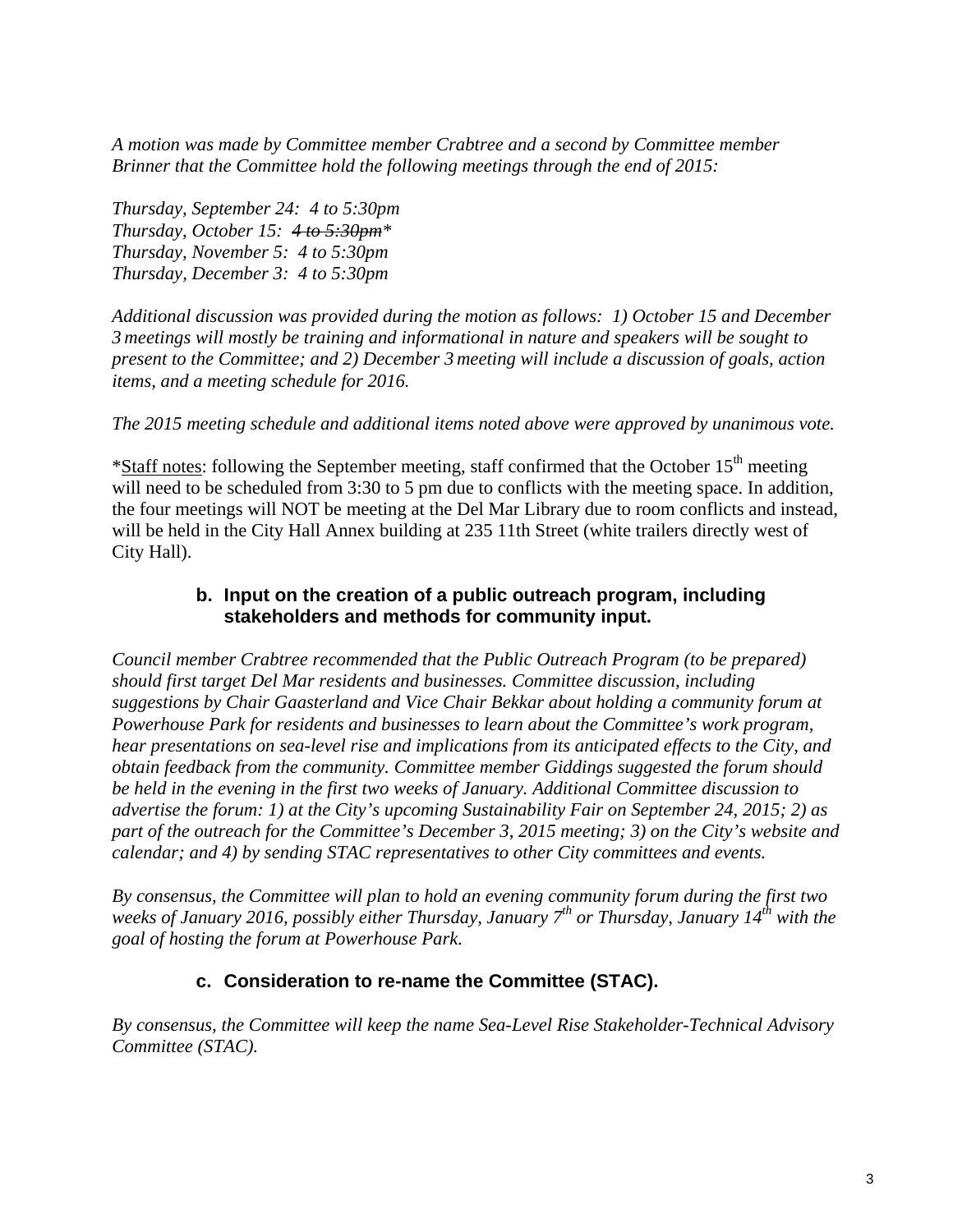*A motion was made by Committee member Crabtree and a second by Committee member Brinner that the Committee hold the following meetings through the end of 2015:*

*Thursday, September 24: 4 to 5:30pm*
*Thursday, October 15: ~~4 to 5:30pm~~\**
*Thursday, November 5: 4 to 5:30pm*
*Thursday, December 3: 4 to 5:30pm*

*Additional discussion was provided during the motion as follows: 1) October 15 and December 3 meetings will mostly be training and informational in nature and speakers will be sought to present to the Committee; and 2) December 3 meeting will include a discussion of goals, action items, and a meeting schedule for 2016.*

*The 2015 meeting schedule and additional items noted above were approved by unanimous vote.*

\*Staff notes: following the September meeting, staff confirmed that the October 15th meeting will need to be scheduled from 3:30 to 5 pm due to conflicts with the meeting space. In addition, the four meetings will NOT be meeting at the Del Mar Library due to room conflicts and instead, will be held in the City Hall Annex building at 235 11th Street (white trailers directly west of City Hall).

### b. Input on the creation of a public outreach program, including stakeholders and methods for community input.

*Council member Crabtree recommended that the Public Outreach Program (to be prepared) should first target Del Mar residents and businesses. Committee discussion, including suggestions by Chair Gaasterland and Vice Chair Bekkar about holding a community forum at Powerhouse Park for residents and businesses to learn about the Committee's work program, hear presentations on sea-level rise and implications from its anticipated effects to the City, and obtain feedback from the community. Committee member Giddings suggested the forum should be held in the evening in the first two weeks of January. Additional Committee discussion to advertise the forum: 1) at the City's upcoming Sustainability Fair on September 24, 2015; 2) as part of the outreach for the Committee's December 3, 2015 meeting; 3) on the City's website and calendar; and 4) by sending STAC representatives to other City committees and events.*

*By consensus, the Committee will plan to hold an evening community forum during the first two weeks of January 2016, possibly either Thursday, January 7th or Thursday, January 14th with the goal of hosting the forum at Powerhouse Park.*

### c. Consideration to re-name the Committee (STAC).

*By consensus, the Committee will keep the name Sea-Level Rise Stakeholder-Technical Advisory Committee (STAC).*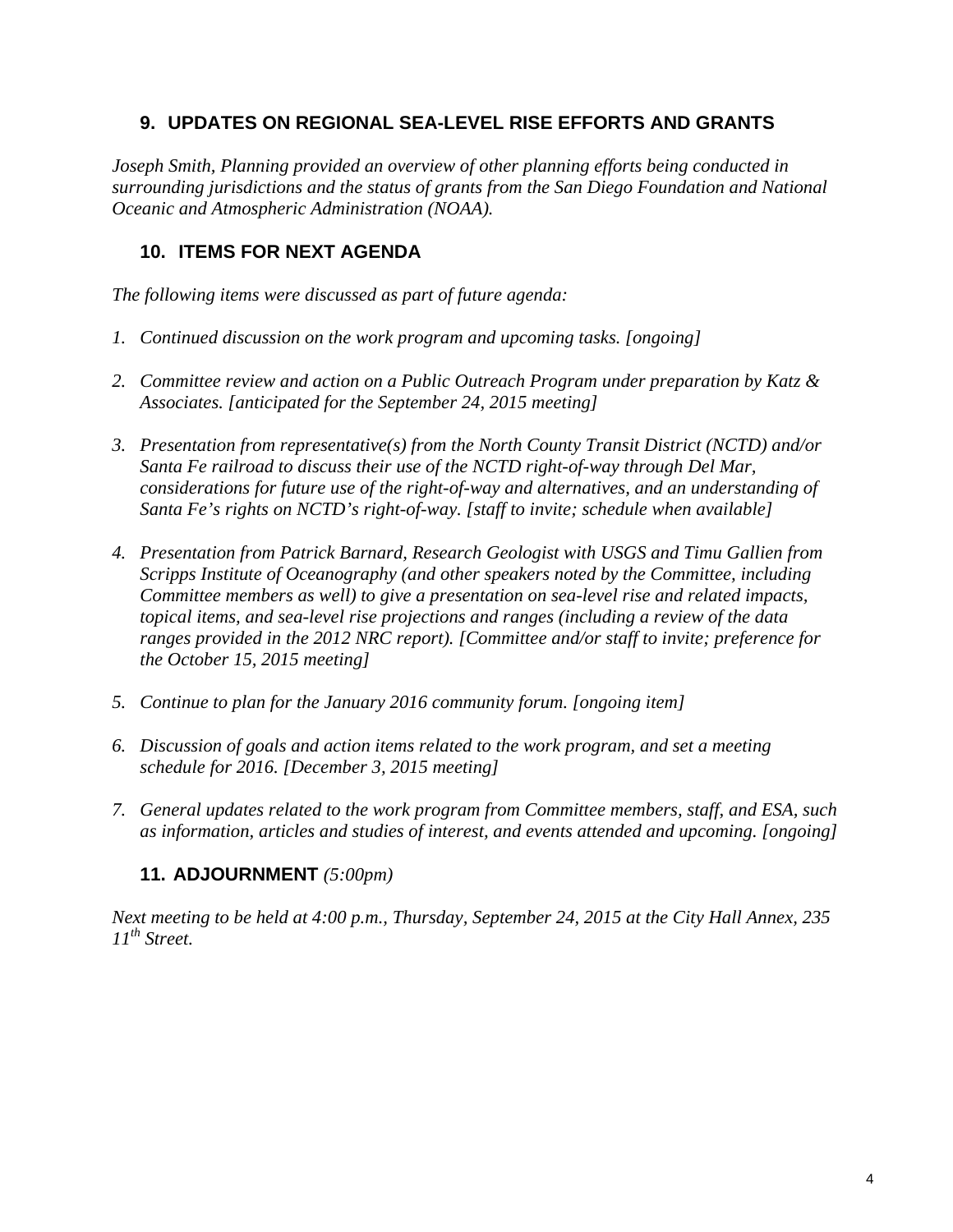## 9. UPDATES ON REGIONAL SEA-LEVEL RISE EFFORTS AND GRANTS

*Joseph Smith, Planning provided an overview of other planning efforts being conducted in surrounding jurisdictions and the status of grants from the San Diego Foundation and National Oceanic and Atmospheric Administration (NOAA).*

## 10. ITEMS FOR NEXT AGENDA

*The following items were discussed as part of future agenda:*

1. *Continued discussion on the work program and upcoming tasks. [ongoing]*

2. *Committee review and action on a Public Outreach Program under preparation by Katz & Associates. [anticipated for the September 24, 2015 meeting]*

3. *Presentation from representative(s) from the North County Transit District (NCTD) and/or Santa Fe railroad to discuss their use of the NCTD right-of-way through Del Mar, considerations for future use of the right-of-way and alternatives, and an understanding of Santa Fe's rights on NCTD's right-of-way. [staff to invite; schedule when available]*

4. *Presentation from Patrick Barnard, Research Geologist with USGS and Timu Gallien from Scripps Institute of Oceanography (and other speakers noted by the Committee, including Committee members as well) to give a presentation on sea-level rise and related impacts, topical items, and sea-level rise projections and ranges (including a review of the data ranges provided in the 2012 NRC report). [Committee and/or staff to invite; preference for the October 15, 2015 meeting]*

5. *Continue to plan for the January 2016 community forum. [ongoing item]*

6. *Discussion of goals and action items related to the work program, and set a meeting schedule for 2016. [December 3, 2015 meeting]*

7. *General updates related to the work program from Committee members, staff, and ESA, such as information, articles and studies of interest, and events attended and upcoming. [ongoing]*

## 11. ADJOURNMENT *(5:00pm)*

*Next meeting to be held at 4:00 p.m., Thursday, September 24, 2015 at the City Hall Annex, 235 11th Street.*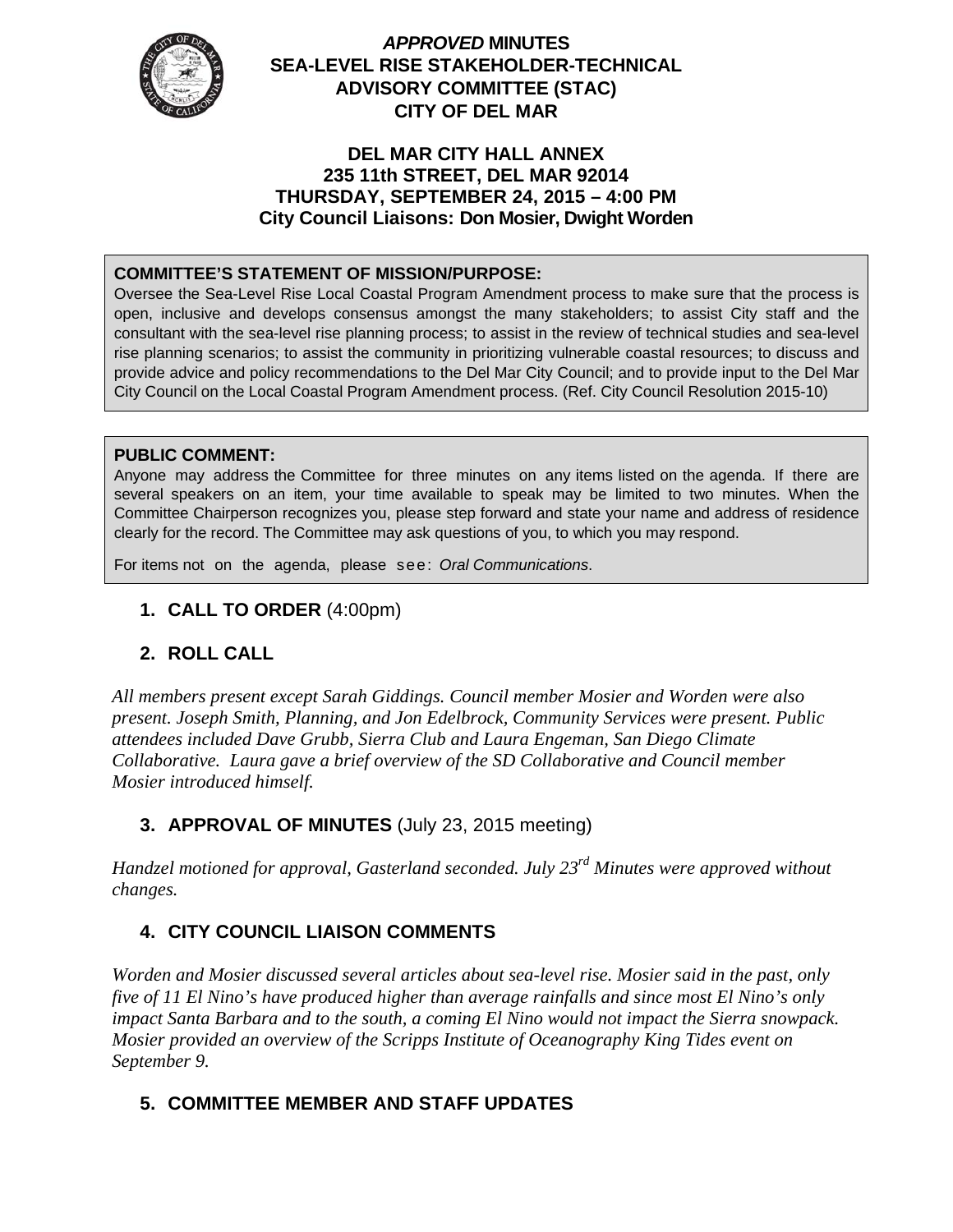# *APPROVED* MINUTES
# SEA-LEVEL RISE STAKEHOLDER-TECHNICAL ADVISORY COMMITTEE (STAC)
# CITY OF DEL MAR

**DEL MAR CITY HALL ANNEX**
**235 11th STREET, DEL MAR 92014**
**THURSDAY, SEPTEMBER 24, 2015 – 4:00 PM**
**City Council Liaisons: Don Mosier, Dwight Worden**

**COMMITTEE'S STATEMENT OF MISSION/PURPOSE:**
Oversee the Sea-Level Rise Local Coastal Program Amendment process to make sure that the process is open, inclusive and develops consensus amongst the many stakeholders; to assist City staff and the consultant with the sea-level rise planning process; to assist in the review of technical studies and sea-level rise planning scenarios; to assist the community in prioritizing vulnerable coastal resources; to discuss and provide advice and policy recommendations to the Del Mar City Council; and to provide input to the Del Mar City Council on the Local Coastal Program Amendment process. (Ref. City Council Resolution 2015-10)

**PUBLIC COMMENT:**
Anyone may address the Committee for three minutes on any items listed on the agenda. If there are several speakers on an item, your time available to speak may be limited to two minutes. When the Committee Chairperson recognizes you, please step forward and state your name and address of residence clearly for the record. The Committee may ask questions of you, to which you may respond.

For items not on the agenda, please see: *Oral Communications*.

1. **CALL TO ORDER** (4:00pm)

2. **ROLL CALL**

*All members present except Sarah Giddings. Council member Mosier and Worden were also present. Joseph Smith, Planning, and Jon Edelbrock, Community Services were present. Public attendees included Dave Grubb, Sierra Club and Laura Engeman, San Diego Climate Collaborative. Laura gave a brief overview of the SD Collaborative and Council member Mosier introduced himself.*

3. **APPROVAL OF MINUTES** (July 23, 2015 meeting)

*Handzel motioned for approval, Gasterland seconded. July 23rd Minutes were approved without changes.*

4. **CITY COUNCIL LIAISON COMMENTS**

*Worden and Mosier discussed several articles about sea-level rise. Mosier said in the past, only five of 11 El Nino's have produced higher than average rainfalls and since most El Nino's only impact Santa Barbara and to the south, a coming El Nino would not impact the Sierra snowpack. Mosier provided an overview of the Scripps Institute of Oceanography King Tides event on September 9.*

5. **COMMITTEE MEMBER AND STAFF UPDATES**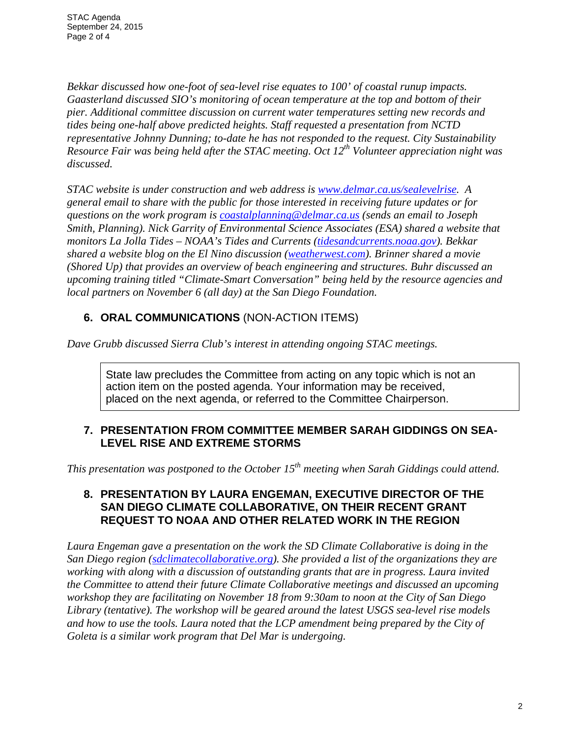*Bekkar discussed how one-foot of sea-level rise equates to 100' of coastal runup impacts. Gaasterland discussed SIO's monitoring of ocean temperature at the top and bottom of their pier. Additional committee discussion on current water temperatures setting new records and tides being one-half above predicted heights. Staff requested a presentation from NCTD representative Johnny Dunning; to-date he has not responded to the request. City Sustainability Resource Fair was being held after the STAC meeting. Oct 12th Volunteer appreciation night was discussed.*

*STAC website is under construction and web address is www.delmar.ca.us/sealevelrise. A general email to share with the public for those interested in receiving future updates or for questions on the work program is coastalplanning@delmar.ca.us (sends an email to Joseph Smith, Planning). Nick Garrity of Environmental Science Associates (ESA) shared a website that monitors La Jolla Tides – NOAA's Tides and Currents (tidesandcurrents.noaa.gov). Bekkar shared a website blog on the El Nino discussion (weatherwest.com). Brinner shared a movie (Shored Up) that provides an overview of beach engineering and structures. Buhr discussed an upcoming training titled "Climate-Smart Conversation" being held by the resource agencies and local partners on November 6 (all day) at the San Diego Foundation.*

## 6. ORAL COMMUNICATIONS (NON-ACTION ITEMS)

*Dave Grubb discussed Sierra Club's interest in attending ongoing STAC meetings.*

> State law precludes the Committee from acting on any topic which is not an action item on the posted agenda. Your information may be received, placed on the next agenda, or referred to the Committee Chairperson.

## 7. PRESENTATION FROM COMMITTEE MEMBER SARAH GIDDINGS ON SEA-LEVEL RISE AND EXTREME STORMS

*This presentation was postponed to the October 15th meeting when Sarah Giddings could attend.*

## 8. PRESENTATION BY LAURA ENGEMAN, EXECUTIVE DIRECTOR OF THE SAN DIEGO CLIMATE COLLABORATIVE, ON THEIR RECENT GRANT REQUEST TO NOAA AND OTHER RELATED WORK IN THE REGION

*Laura Engeman gave a presentation on the work the SD Climate Collaborative is doing in the San Diego region (sdclimatecollaborative.org). She provided a list of the organizations they are working with along with a discussion of outstanding grants that are in progress. Laura invited the Committee to attend their future Climate Collaborative meetings and discussed an upcoming workshop they are facilitating on November 18 from 9:30am to noon at the City of San Diego Library (tentative). The workshop will be geared around the latest USGS sea-level rise models and how to use the tools. Laura noted that the LCP amendment being prepared by the City of Goleta is a similar work program that Del Mar is undergoing.*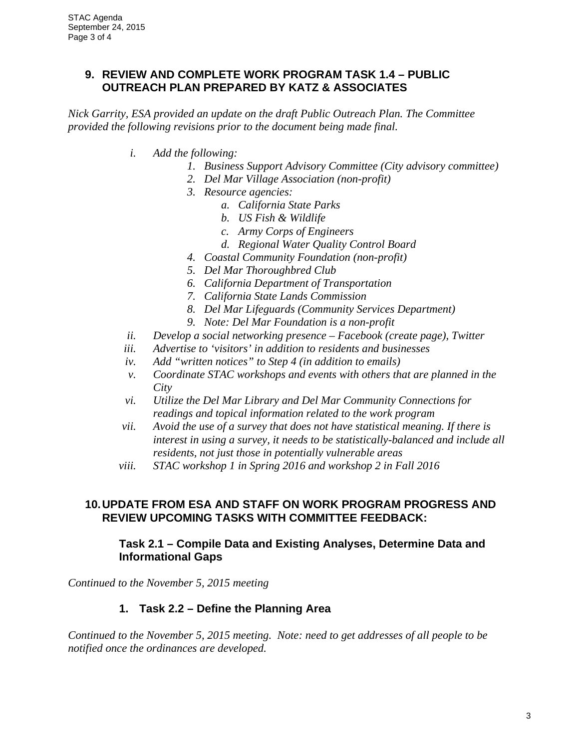## 9. REVIEW AND COMPLETE WORK PROGRAM TASK 1.4 – PUBLIC OUTREACH PLAN PREPARED BY KATZ & ASSOCIATES

*Nick Garrity, ESA provided an update on the draft Public Outreach Plan. The Committee provided the following revisions prior to the document being made final.*

- i. *Add the following:*
  1. *Business Support Advisory Committee (City advisory committee)*
  2. *Del Mar Village Association (non-profit)*
  3. *Resource agencies:*
     - a. *California State Parks*
     - b. *US Fish & Wildlife*
     - c. *Army Corps of Engineers*
     - d. *Regional Water Quality Control Board*
  4. *Coastal Community Foundation (non-profit)*
  5. *Del Mar Thoroughbred Club*
  6. *California Department of Transportation*
  7. *California State Lands Commission*
  8. *Del Mar Lifeguards (Community Services Department)*
  9. *Note: Del Mar Foundation is a non-profit*
- ii. *Develop a social networking presence – Facebook (create page), Twitter*
- iii. *Advertise to 'visitors' in addition to residents and businesses*
- iv. *Add "written notices" to Step 4 (in addition to emails)*
- v. *Coordinate STAC workshops and events with others that are planned in the City*
- vi. *Utilize the Del Mar Library and Del Mar Community Connections for readings and topical information related to the work program*
- vii. *Avoid the use of a survey that does not have statistical meaning. If there is interest in using a survey, it needs to be statistically-balanced and include all residents, not just those in potentially vulnerable areas*
- viii. *STAC workshop 1 in Spring 2016 and workshop 2 in Fall 2016*

## 10. UPDATE FROM ESA AND STAFF ON WORK PROGRAM PROGRESS AND REVIEW UPCOMING TASKS WITH COMMITTEE FEEDBACK:

### Task 2.1 – Compile Data and Existing Analyses, Determine Data and Informational Gaps

*Continued to the November 5, 2015 meeting*

### 1. Task 2.2 – Define the Planning Area

*Continued to the November 5, 2015 meeting. Note: need to get addresses of all people to be notified once the ordinances are developed.*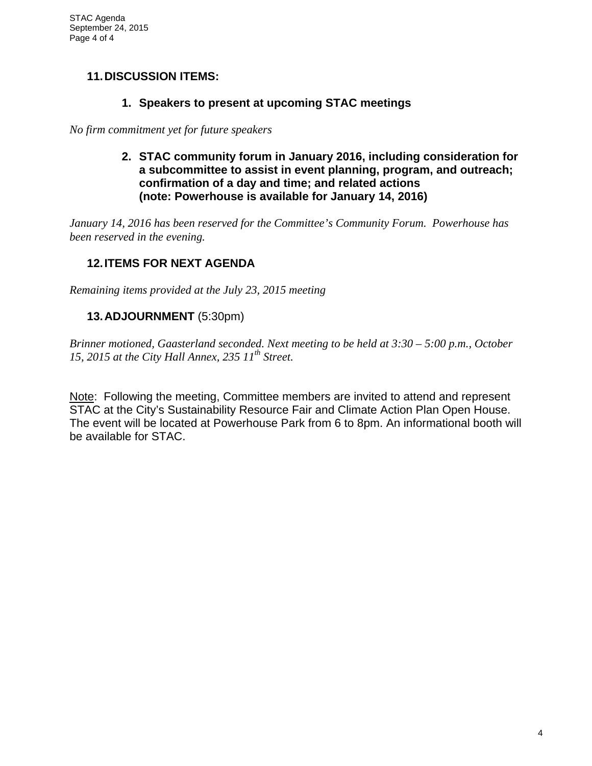## 11. DISCUSSION ITEMS:

### 1. Speakers to present at upcoming STAC meetings

*No firm commitment yet for future speakers*

### 2. STAC community forum in January 2016, including consideration for a subcommittee to assist in event planning, program, and outreach; confirmation of a day and time; and related actions (note: Powerhouse is available for January 14, 2016)

*January 14, 2016 has been reserved for the Committee's Community Forum. Powerhouse has been reserved in the evening.*

## 12. ITEMS FOR NEXT AGENDA

*Remaining items provided at the July 23, 2015 meeting*

## 13. ADJOURNMENT (5:30pm)

*Brinner motioned, Gaasterland seconded. Next meeting to be held at 3:30 – 5:00 p.m., October 15, 2015 at the City Hall Annex, 235 11th Street.*

Note: Following the meeting, Committee members are invited to attend and represent STAC at the City's Sustainability Resource Fair and Climate Action Plan Open House. The event will be located at Powerhouse Park from 6 to 8pm. An informational booth will be available for STAC.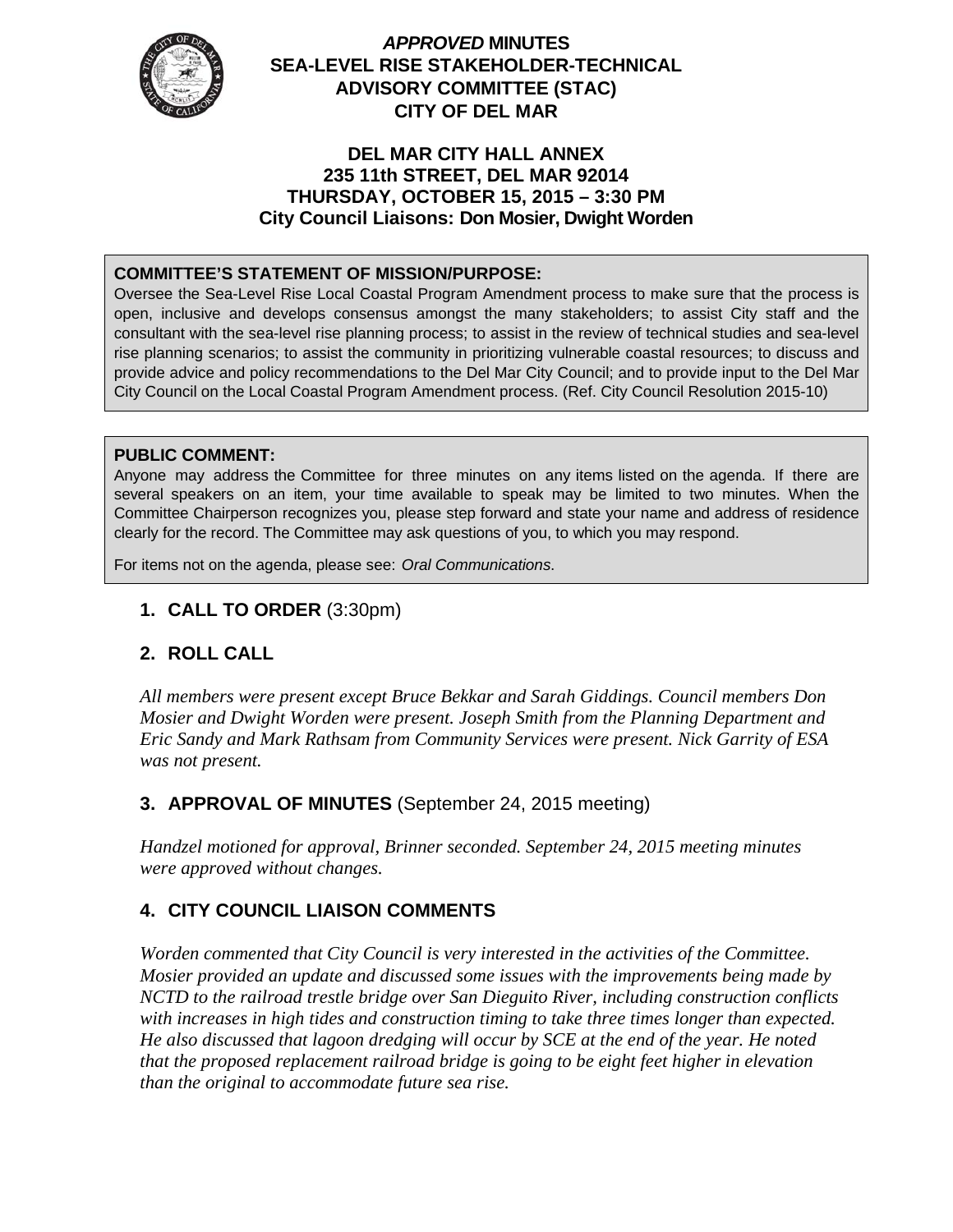# *APPROVED* MINUTES
# SEA-LEVEL RISE STAKEHOLDER-TECHNICAL ADVISORY COMMITTEE (STAC)
# CITY OF DEL MAR

**DEL MAR CITY HALL ANNEX**
**235 11th STREET, DEL MAR 92014**
**THURSDAY, OCTOBER 15, 2015 – 3:30 PM**
**City Council Liaisons: Don Mosier, Dwight Worden**

**COMMITTEE'S STATEMENT OF MISSION/PURPOSE:**
Oversee the Sea-Level Rise Local Coastal Program Amendment process to make sure that the process is open, inclusive and develops consensus amongst the many stakeholders; to assist City staff and the consultant with the sea-level rise planning process; to assist in the review of technical studies and sea-level rise planning scenarios; to assist the community in prioritizing vulnerable coastal resources; to discuss and provide advice and policy recommendations to the Del Mar City Council; and to provide input to the Del Mar City Council on the Local Coastal Program Amendment process. (Ref. City Council Resolution 2015-10)

**PUBLIC COMMENT:**
Anyone may address the Committee for three minutes on any items listed on the agenda. If there are several speakers on an item, your time available to speak may be limited to two minutes. When the Committee Chairperson recognizes you, please step forward and state your name and address of residence clearly for the record. The Committee may ask questions of you, to which you may respond.

For items not on the agenda, please see: *Oral Communications*.

## 1. CALL TO ORDER (3:30pm)

## 2. ROLL CALL

*All members were present except Bruce Bekkar and Sarah Giddings. Council members Don Mosier and Dwight Worden were present. Joseph Smith from the Planning Department and Eric Sandy and Mark Rathsam from Community Services were present. Nick Garrity of ESA was not present.*

## 3. APPROVAL OF MINUTES (September 24, 2015 meeting)

*Handzel motioned for approval, Brinner seconded. September 24, 2015 meeting minutes were approved without changes.*

## 4. CITY COUNCIL LIAISON COMMENTS

*Worden commented that City Council is very interested in the activities of the Committee. Mosier provided an update and discussed some issues with the improvements being made by NCTD to the railroad trestle bridge over San Dieguito River, including construction conflicts with increases in high tides and construction timing to take three times longer than expected. He also discussed that lagoon dredging will occur by SCE at the end of the year. He noted that the proposed replacement railroad bridge is going to be eight feet higher in elevation than the original to accommodate future sea rise.*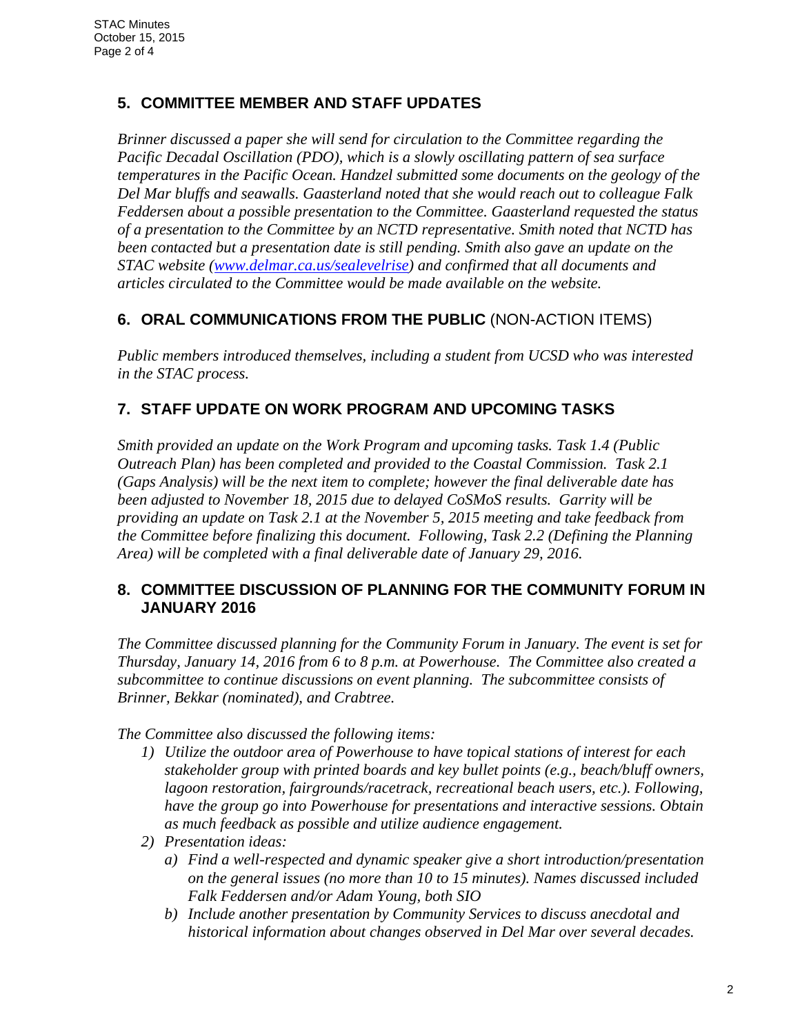## 5. COMMITTEE MEMBER AND STAFF UPDATES

*Brinner discussed a paper she will send for circulation to the Committee regarding the Pacific Decadal Oscillation (PDO), which is a slowly oscillating pattern of sea surface temperatures in the Pacific Ocean. Handzel submitted some documents on the geology of the Del Mar bluffs and seawalls. Gaasterland noted that she would reach out to colleague Falk Feddersen about a possible presentation to the Committee. Gaasterland requested the status of a presentation to the Committee by an NCTD representative. Smith noted that NCTD has been contacted but a presentation date is still pending. Smith also gave an update on the STAC website ([www.delmar.ca.us/sealevelrise](www.delmar.ca.us/sealevelrise)) and confirmed that all documents and articles circulated to the Committee would be made available on the website.*

## 6. ORAL COMMUNICATIONS FROM THE PUBLIC (NON-ACTION ITEMS)

*Public members introduced themselves, including a student from UCSD who was interested in the STAC process.*

## 7. STAFF UPDATE ON WORK PROGRAM AND UPCOMING TASKS

*Smith provided an update on the Work Program and upcoming tasks. Task 1.4 (Public Outreach Plan) has been completed and provided to the Coastal Commission. Task 2.1 (Gaps Analysis) will be the next item to complete; however the final deliverable date has been adjusted to November 18, 2015 due to delayed CoSMoS results. Garrity will be providing an update on Task 2.1 at the November 5, 2015 meeting and take feedback from the Committee before finalizing this document. Following, Task 2.2 (Defining the Planning Area) will be completed with a final deliverable date of January 29, 2016.*

## 8. COMMITTEE DISCUSSION OF PLANNING FOR THE COMMUNITY FORUM IN JANUARY 2016

*The Committee discussed planning for the Community Forum in January. The event is set for Thursday, January 14, 2016 from 6 to 8 p.m. at Powerhouse. The Committee also created a subcommittee to continue discussions on event planning. The subcommittee consists of Brinner, Bekkar (nominated), and Crabtree.*

*The Committee also discussed the following items:*

1) *Utilize the outdoor area of Powerhouse to have topical stations of interest for each stakeholder group with printed boards and key bullet points (e.g., beach/bluff owners, lagoon restoration, fairgrounds/racetrack, recreational beach users, etc.). Following, have the group go into Powerhouse for presentations and interactive sessions. Obtain as much feedback as possible and utilize audience engagement.*
2) *Presentation ideas:*
   a) *Find a well-respected and dynamic speaker give a short introduction/presentation on the general issues (no more than 10 to 15 minutes). Names discussed included Falk Feddersen and/or Adam Young, both SIO*
   b) *Include another presentation by Community Services to discuss anecdotal and historical information about changes observed in Del Mar over several decades.*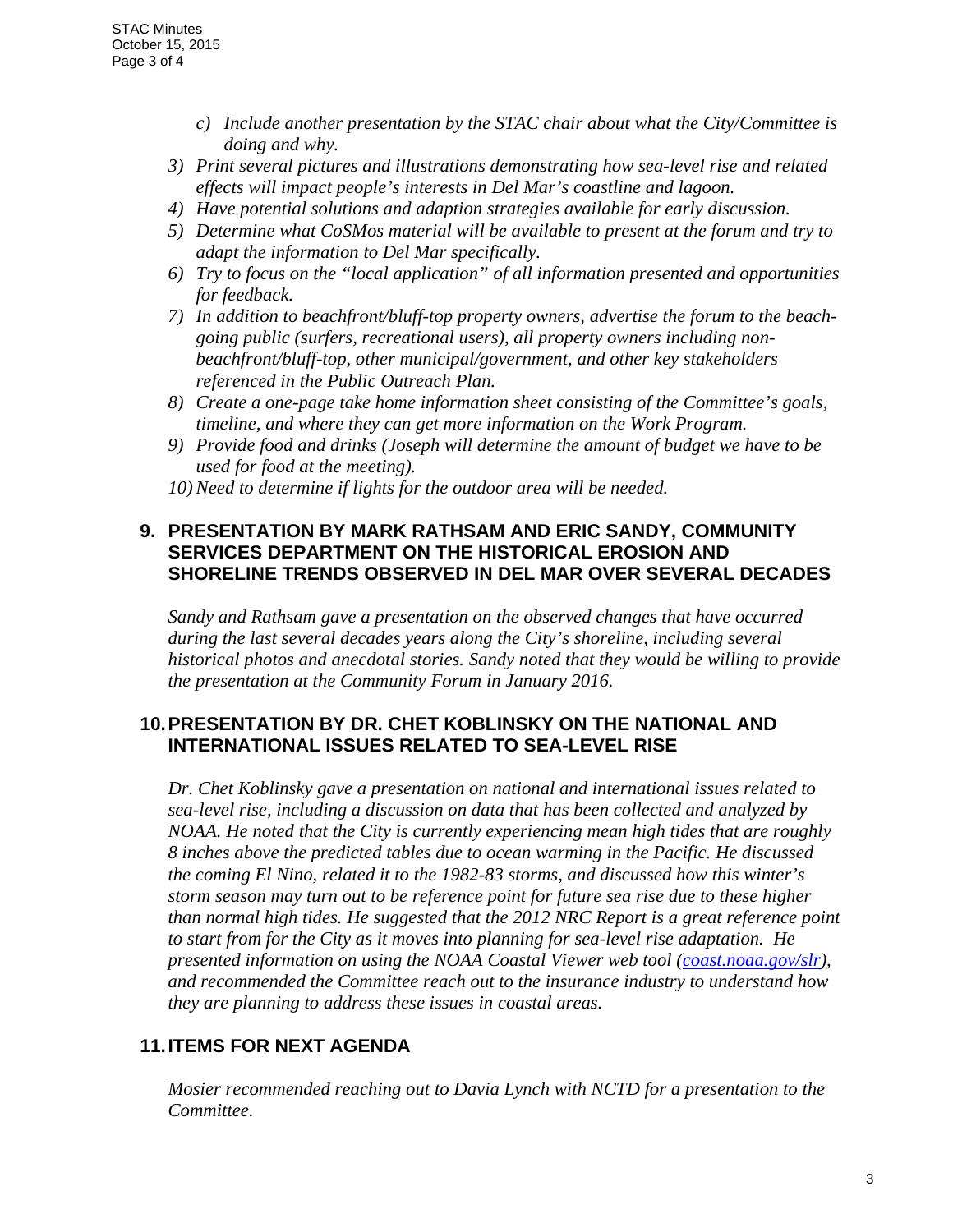c) *Include another presentation by the STAC chair about what the City/Committee is doing and why.*

3) *Print several pictures and illustrations demonstrating how sea-level rise and related effects will impact people's interests in Del Mar's coastline and lagoon.*
4) *Have potential solutions and adaption strategies available for early discussion.*
5) *Determine what CoSMos material will be available to present at the forum and try to adapt the information to Del Mar specifically.*
6) *Try to focus on the "local application" of all information presented and opportunities for feedback.*
7) *In addition to beachfront/bluff-top property owners, advertise the forum to the beach-going public (surfers, recreational users), all property owners including non-beachfront/bluff-top, other municipal/government, and other key stakeholders referenced in the Public Outreach Plan.*
8) *Create a one-page take home information sheet consisting of the Committee's goals, timeline, and where they can get more information on the Work Program.*
9) *Provide food and drinks (Joseph will determine the amount of budget we have to be used for food at the meeting).*
10) *Need to determine if lights for the outdoor area will be needed.*

## 9. PRESENTATION BY MARK RATHSAM AND ERIC SANDY, COMMUNITY SERVICES DEPARTMENT ON THE HISTORICAL EROSION AND SHORELINE TRENDS OBSERVED IN DEL MAR OVER SEVERAL DECADES

*Sandy and Rathsam gave a presentation on the observed changes that have occurred during the last several decades years along the City's shoreline, including several historical photos and anecdotal stories. Sandy noted that they would be willing to provide the presentation at the Community Forum in January 2016.*

## 10. PRESENTATION BY DR. CHET KOBLINSKY ON THE NATIONAL AND INTERNATIONAL ISSUES RELATED TO SEA-LEVEL RISE

*Dr. Chet Koblinsky gave a presentation on national and international issues related to sea-level rise, including a discussion on data that has been collected and analyzed by NOAA. He noted that the City is currently experiencing mean high tides that are roughly 8 inches above the predicted tables due to ocean warming in the Pacific. He discussed the coming El Nino, related it to the 1982-83 storms, and discussed how this winter's storm season may turn out to be reference point for future sea rise due to these higher than normal high tides. He suggested that the 2012 NRC Report is a great reference point to start from for the City as it moves into planning for sea-level rise adaptation. He presented information on using the NOAA Coastal Viewer web tool (coast.noaa.gov/slr), and recommended the Committee reach out to the insurance industry to understand how they are planning to address these issues in coastal areas.*

## 11. ITEMS FOR NEXT AGENDA

*Mosier recommended reaching out to Davia Lynch with NCTD for a presentation to the Committee.*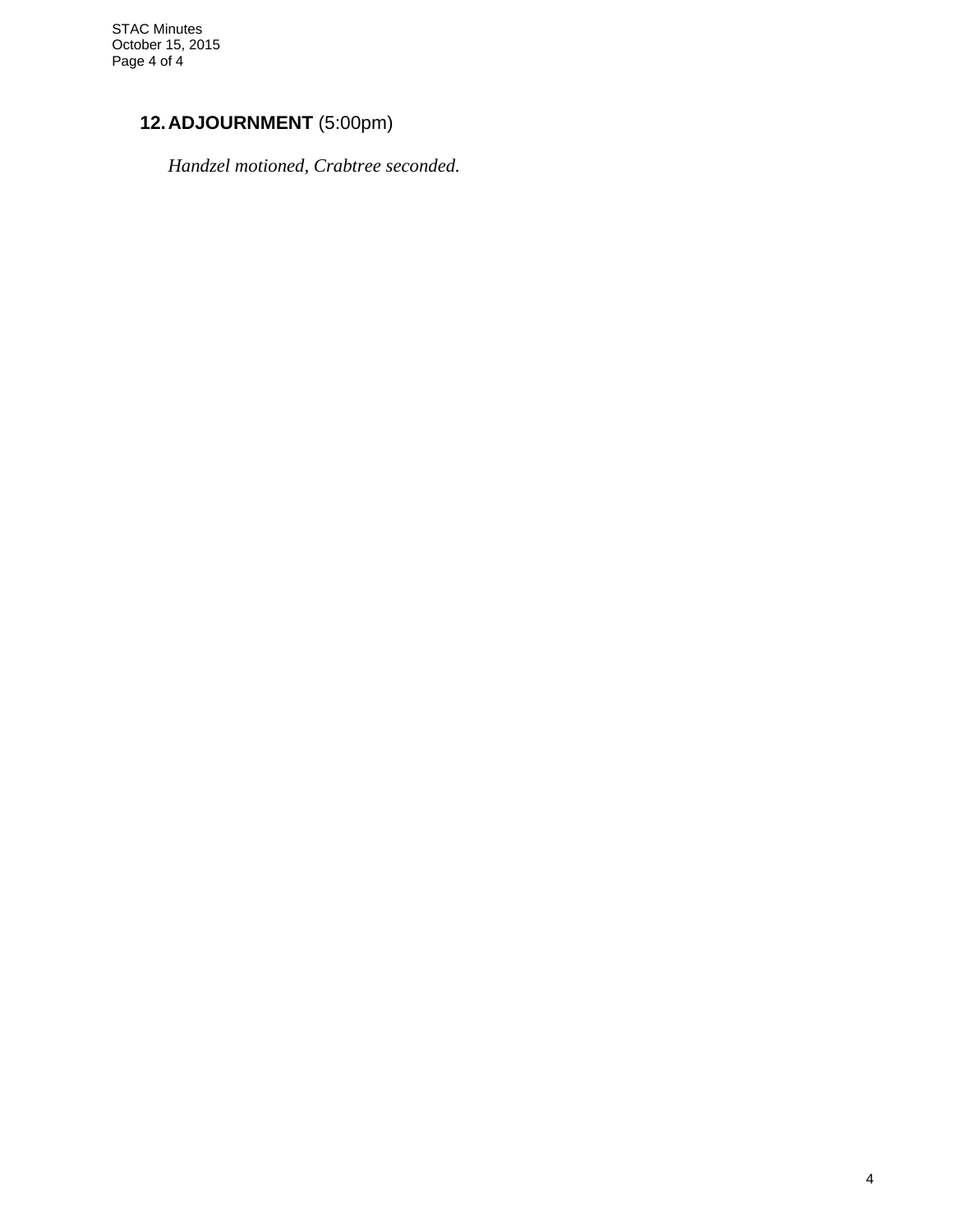## 12. ADJOURNMENT (5:00pm)

*Handzel motioned, Crabtree seconded.*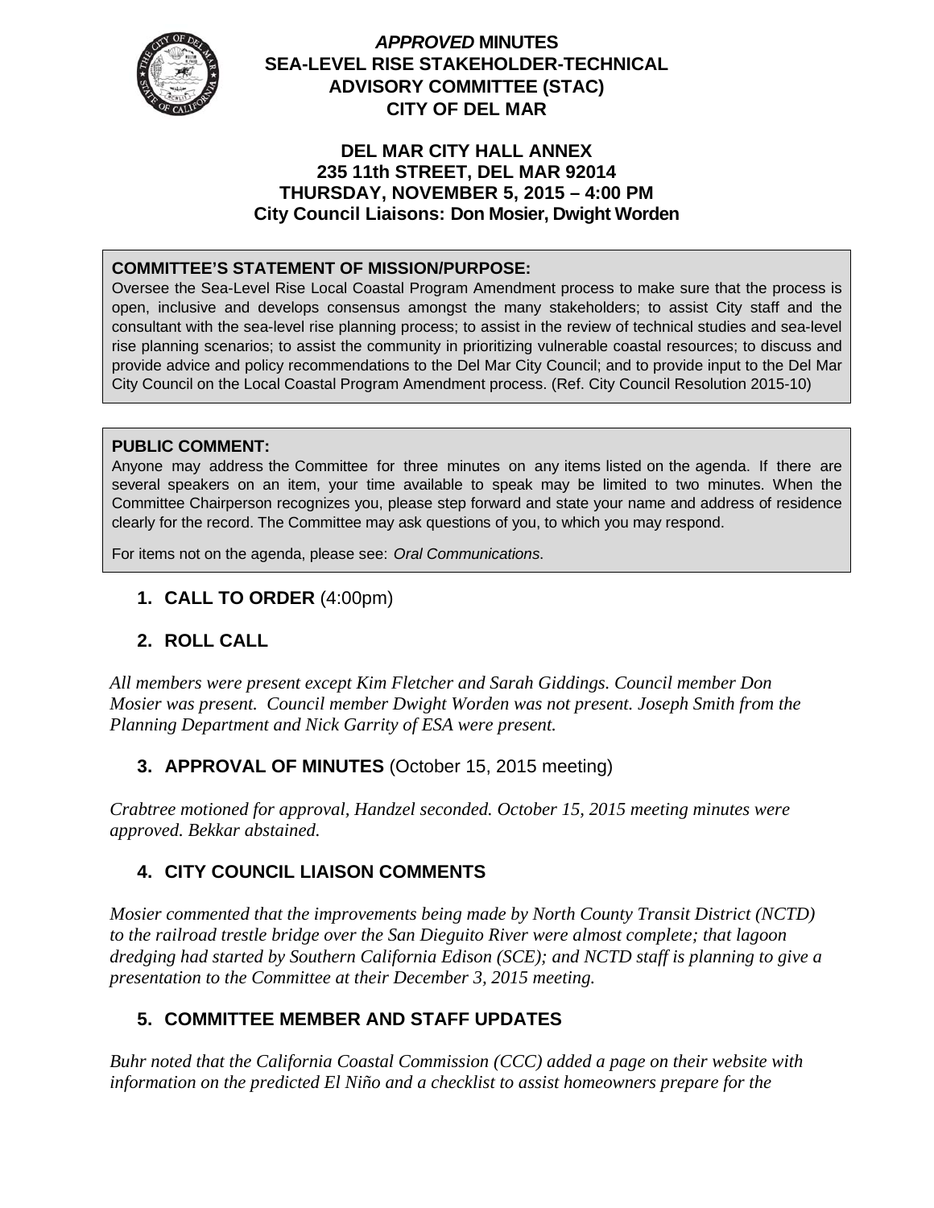# *APPROVED* MINUTES
# SEA-LEVEL RISE STAKEHOLDER-TECHNICAL ADVISORY COMMITTEE (STAC)
# CITY OF DEL MAR

**DEL MAR CITY HALL ANNEX**
**235 11th STREET, DEL MAR 92014**
**THURSDAY, NOVEMBER 5, 2015 – 4:00 PM**
**City Council Liaisons: Don Mosier, Dwight Worden**

**COMMITTEE'S STATEMENT OF MISSION/PURPOSE:**
Oversee the Sea-Level Rise Local Coastal Program Amendment process to make sure that the process is open, inclusive and develops consensus amongst the many stakeholders; to assist City staff and the consultant with the sea-level rise planning process; to assist in the review of technical studies and sea-level rise planning scenarios; to assist the community in prioritizing vulnerable coastal resources; to discuss and provide advice and policy recommendations to the Del Mar City Council; and to provide input to the Del Mar City Council on the Local Coastal Program Amendment process. (Ref. City Council Resolution 2015-10)

**PUBLIC COMMENT:**
Anyone may address the Committee for three minutes on any items listed on the agenda. If there are several speakers on an item, your time available to speak may be limited to two minutes. When the Committee Chairperson recognizes you, please step forward and state your name and address of residence clearly for the record. The Committee may ask questions of you, to which you may respond.

For items not on the agenda, please see: *Oral Communications*.

1. **CALL TO ORDER** (4:00pm)

2. **ROLL CALL**

*All members were present except Kim Fletcher and Sarah Giddings. Council member Don Mosier was present. Council member Dwight Worden was not present. Joseph Smith from the Planning Department and Nick Garrity of ESA were present.*

3. **APPROVAL OF MINUTES** (October 15, 2015 meeting)

*Crabtree motioned for approval, Handzel seconded. October 15, 2015 meeting minutes were approved. Bekkar abstained.*

4. **CITY COUNCIL LIAISON COMMENTS**

*Mosier commented that the improvements being made by North County Transit District (NCTD) to the railroad trestle bridge over the San Dieguito River were almost complete; that lagoon dredging had started by Southern California Edison (SCE); and NCTD staff is planning to give a presentation to the Committee at their December 3, 2015 meeting.*

5. **COMMITTEE MEMBER AND STAFF UPDATES**

*Buhr noted that the California Coastal Commission (CCC) added a page on their website with information on the predicted El Niño and a checklist to assist homeowners prepare for the*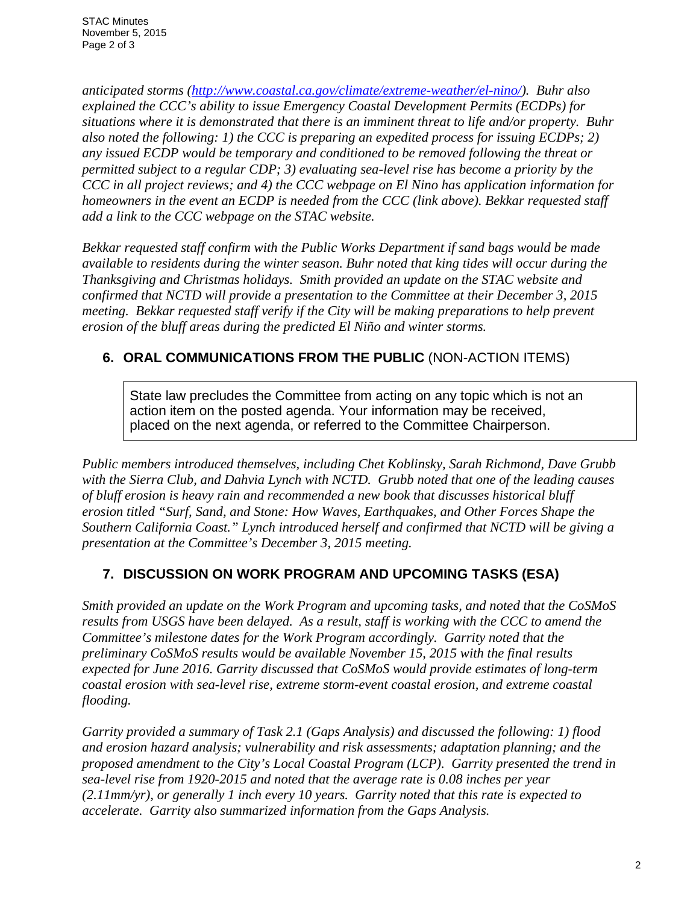*anticipated storms (http://www.coastal.ca.gov/climate/extreme-weather/el-nino/). Buhr also explained the CCC's ability to issue Emergency Coastal Development Permits (ECDPs) for situations where it is demonstrated that there is an imminent threat to life and/or property. Buhr also noted the following: 1) the CCC is preparing an expedited process for issuing ECDPs; 2) any issued ECDP would be temporary and conditioned to be removed following the threat or permitted subject to a regular CDP; 3) evaluating sea-level rise has become a priority by the CCC in all project reviews; and 4) the CCC webpage on El Nino has application information for homeowners in the event an ECDP is needed from the CCC (link above). Bekkar requested staff add a link to the CCC webpage on the STAC website.*

*Bekkar requested staff confirm with the Public Works Department if sand bags would be made available to residents during the winter season. Buhr noted that king tides will occur during the Thanksgiving and Christmas holidays. Smith provided an update on the STAC website and confirmed that NCTD will provide a presentation to the Committee at their December 3, 2015 meeting. Bekkar requested staff verify if the City will be making preparations to help prevent erosion of the bluff areas during the predicted El Niño and winter storms.*

## 6. ORAL COMMUNICATIONS FROM THE PUBLIC (NON-ACTION ITEMS)

> State law precludes the Committee from acting on any topic which is not an action item on the posted agenda. Your information may be received, placed on the next agenda, or referred to the Committee Chairperson.

*Public members introduced themselves, including Chet Koblinsky, Sarah Richmond, Dave Grubb with the Sierra Club, and Dahvia Lynch with NCTD. Grubb noted that one of the leading causes of bluff erosion is heavy rain and recommended a new book that discusses historical bluff erosion titled "Surf, Sand, and Stone: How Waves, Earthquakes, and Other Forces Shape the Southern California Coast." Lynch introduced herself and confirmed that NCTD will be giving a presentation at the Committee's December 3, 2015 meeting.*

## 7. DISCUSSION ON WORK PROGRAM AND UPCOMING TASKS (ESA)

*Smith provided an update on the Work Program and upcoming tasks, and noted that the CoSMoS results from USGS have been delayed. As a result, staff is working with the CCC to amend the Committee's milestone dates for the Work Program accordingly. Garrity noted that the preliminary CoSMoS results would be available November 15, 2015 with the final results expected for June 2016. Garrity discussed that CoSMoS would provide estimates of long-term coastal erosion with sea-level rise, extreme storm-event coastal erosion, and extreme coastal flooding.*

*Garrity provided a summary of Task 2.1 (Gaps Analysis) and discussed the following: 1) flood and erosion hazard analysis; vulnerability and risk assessments; adaptation planning; and the proposed amendment to the City's Local Coastal Program (LCP). Garrity presented the trend in sea-level rise from 1920-2015 and noted that the average rate is 0.08 inches per year (2.11mm/yr), or generally 1 inch every 10 years. Garrity noted that this rate is expected to accelerate. Garrity also summarized information from the Gaps Analysis.*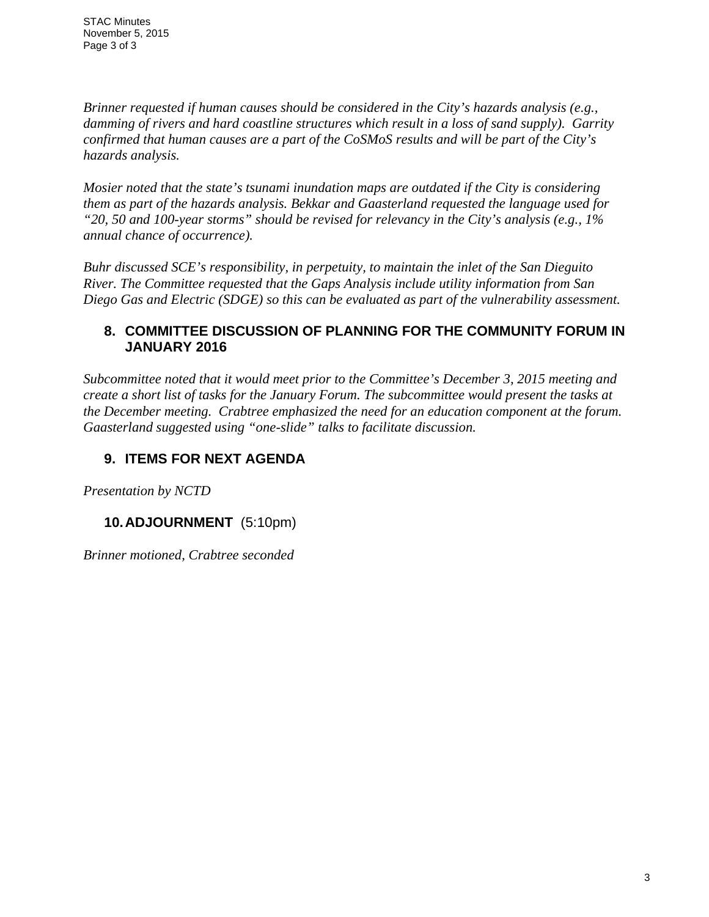*Brinner requested if human causes should be considered in the City's hazards analysis (e.g., damming of rivers and hard coastline structures which result in a loss of sand supply). Garrity confirmed that human causes are a part of the CoSMoS results and will be part of the City's hazards analysis.*

*Mosier noted that the state's tsunami inundation maps are outdated if the City is considering them as part of the hazards analysis. Bekkar and Gaasterland requested the language used for "20, 50 and 100-year storms" should be revised for relevancy in the City's analysis (e.g., 1% annual chance of occurrence).*

*Buhr discussed SCE's responsibility, in perpetuity, to maintain the inlet of the San Dieguito River. The Committee requested that the Gaps Analysis include utility information from San Diego Gas and Electric (SDGE) so this can be evaluated as part of the vulnerability assessment.*

## 8. COMMITTEE DISCUSSION OF PLANNING FOR THE COMMUNITY FORUM IN JANUARY 2016

*Subcommittee noted that it would meet prior to the Committee's December 3, 2015 meeting and create a short list of tasks for the January Forum. The subcommittee would present the tasks at the December meeting. Crabtree emphasized the need for an education component at the forum. Gaasterland suggested using "one-slide" talks to facilitate discussion.*

## 9. ITEMS FOR NEXT AGENDA

*Presentation by NCTD*

## 10. ADJOURNMENT (5:10pm)

*Brinner motioned, Crabtree seconded*